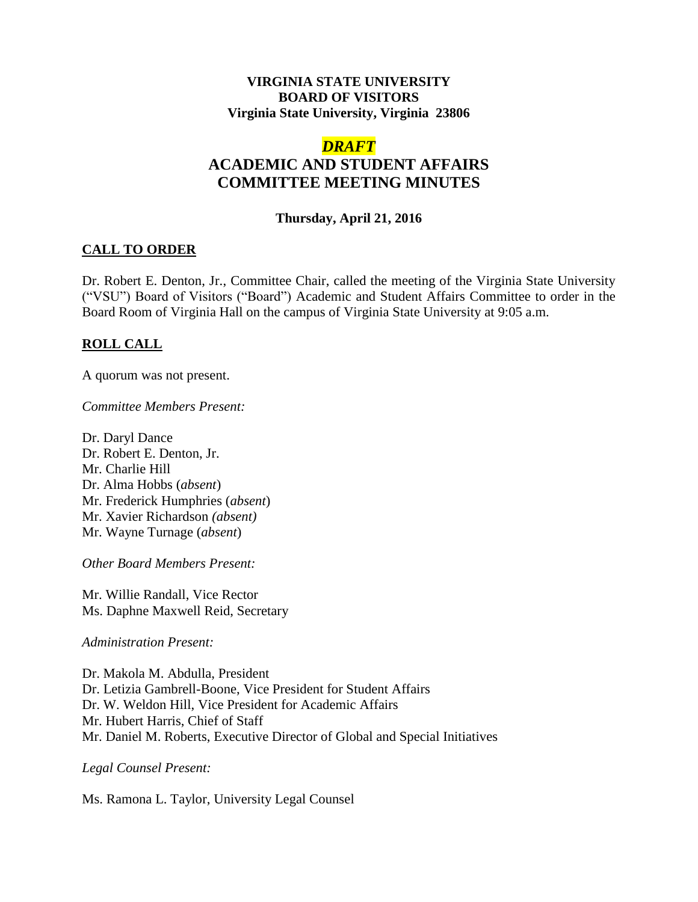**VIRGINIA STATE UNIVERSITY**
**BOARD OF VISITORS**
**Virginia State University, Virginia 23806**

***DRAFT***

# ACADEMIC AND STUDENT AFFAIRS COMMITTEE MEETING MINUTES

**Thursday, April 21, 2016**

## CALL TO ORDER

Dr. Robert E. Denton, Jr., Committee Chair, called the meeting of the Virginia State University ("VSU") Board of Visitors ("Board") Academic and Student Affairs Committee to order in the Board Room of Virginia Hall on the campus of Virginia State University at 9:05 a.m.

## ROLL CALL

A quorum was not present.

*Committee Members Present:*

Dr. Daryl Dance
Dr. Robert E. Denton, Jr.
Mr. Charlie Hill
Dr. Alma Hobbs (*absent*)
Mr. Frederick Humphries (*absent*)
Mr. Xavier Richardson *(absent)*
Mr. Wayne Turnage (*absent*)

*Other Board Members Present:*

Mr. Willie Randall, Vice Rector
Ms. Daphne Maxwell Reid, Secretary

*Administration Present:*

Dr. Makola M. Abdulla, President
Dr. Letizia Gambrell-Boone, Vice President for Student Affairs
Dr. W. Weldon Hill, Vice President for Academic Affairs
Mr. Hubert Harris, Chief of Staff
Mr. Daniel M. Roberts, Executive Director of Global and Special Initiatives

*Legal Counsel Present:*

Ms. Ramona L. Taylor, University Legal Counsel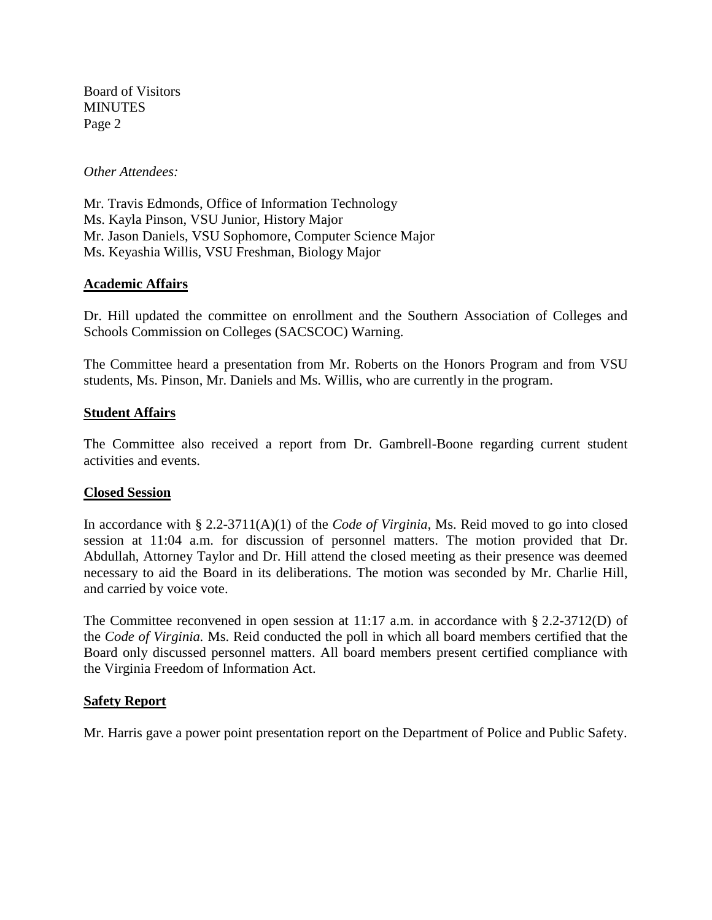*Other Attendees:*

Mr. Travis Edmonds, Office of Information Technology
Ms. Kayla Pinson, VSU Junior, History Major
Mr. Jason Daniels, VSU Sophomore, Computer Science Major
Ms. Keyashia Willis, VSU Freshman, Biology Major

## **Academic Affairs**

Dr. Hill updated the committee on enrollment and the Southern Association of Colleges and Schools Commission on Colleges (SACSCOC) Warning.

The Committee heard a presentation from Mr. Roberts on the Honors Program and from VSU students, Ms. Pinson, Mr. Daniels and Ms. Willis, who are currently in the program.

## **Student Affairs**

The Committee also received a report from Dr. Gambrell-Boone regarding current student activities and events.

## **Closed Session**

In accordance with § 2.2-3711(A)(1) of the *Code of Virginia*, Ms. Reid moved to go into closed session at 11:04 a.m. for discussion of personnel matters. The motion provided that Dr. Abdullah, Attorney Taylor and Dr. Hill attend the closed meeting as their presence was deemed necessary to aid the Board in its deliberations. The motion was seconded by Mr. Charlie Hill, and carried by voice vote.

The Committee reconvened in open session at 11:17 a.m. in accordance with § 2.2-3712(D) of the *Code of Virginia.* Ms. Reid conducted the poll in which all board members certified that the Board only discussed personnel matters. All board members present certified compliance with the Virginia Freedom of Information Act.

## **Safety Report**

Mr. Harris gave a power point presentation report on the Department of Police and Public Safety.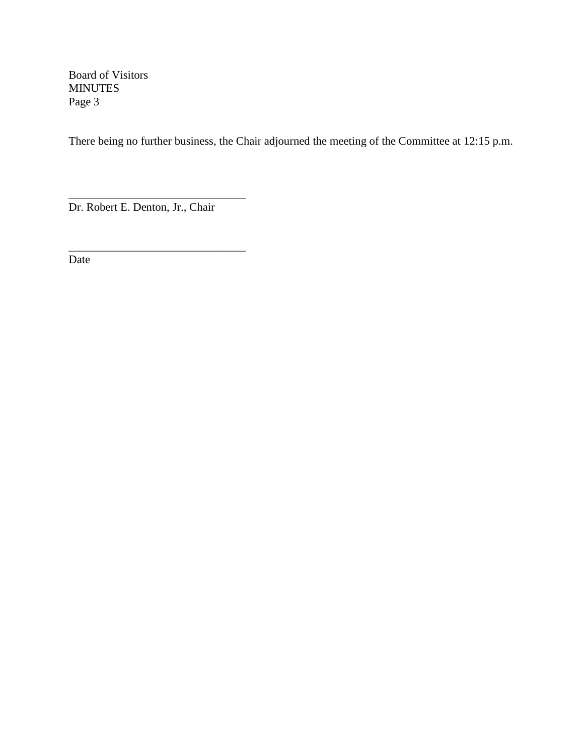There being no further business, the Chair adjourned the meeting of the Committee at 12:15 p.m.

\_\_\_\_\_\_\_\_\_\_\_\_\_\_\_\_\_\_\_\_\_\_\_\_\_\_\_\_\_\_\_\_

Dr. Robert E. Denton, Jr., Chair

\_\_\_\_\_\_\_\_\_\_\_\_\_\_\_\_\_\_\_\_\_\_\_\_\_\_\_\_\_\_\_\_

Date